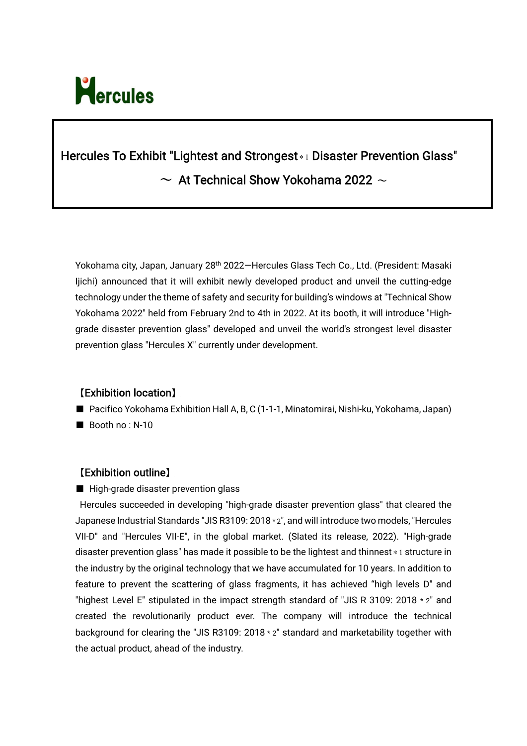Hercules

# Hercules To Exhibit "Lightest and Strongest*1 Disaster Prevention Glass"

## ～ At Technical Show Yokohama 2022 ～

Yokohama city, Japan, January 28th 2022—Hercules Glass Tech Co., Ltd. (President: Masaki Ijichi) announced that it will exhibit newly developed product and unveil the cutting-edge technology under the theme of safety and security for building's windows at "Technical Show Yokohama 2022" held from February 2nd to 4th in 2022. At its booth, it will introduce "High-grade disaster prevention glass" developed and unveil the world's strongest level disaster prevention glass "Hercules X" currently under development.

### 【Exhibition location】

- Pacifico Yokohama Exhibition Hall A, B, C (1-1-1, Minatomirai, Nishi-ku, Yokohama, Japan)
- Booth no : N-10

### 【Exhibition outline】

- High-grade disaster prevention glass

Hercules succeeded in developing "high-grade disaster prevention glass" that cleared the Japanese Industrial Standards "JIS R3109: 2018*2", and will introduce two models, "Hercules VII-D" and "Hercules VII-E", in the global market. (Slated its release, 2022). "High-grade disaster prevention glass" has made it possible to be the lightest and thinnest*1 structure in the industry by the original technology that we have accumulated for 10 years. In addition to feature to prevent the scattering of glass fragments, it has achieved "high levels D" and "highest Level E" stipulated in the impact strength standard of "JIS R 3109: 2018*2" and created the revolutionarily product ever. The company will introduce the technical background for clearing the "JIS R3109: 2018*2" standard and marketability together with the actual product, ahead of the industry.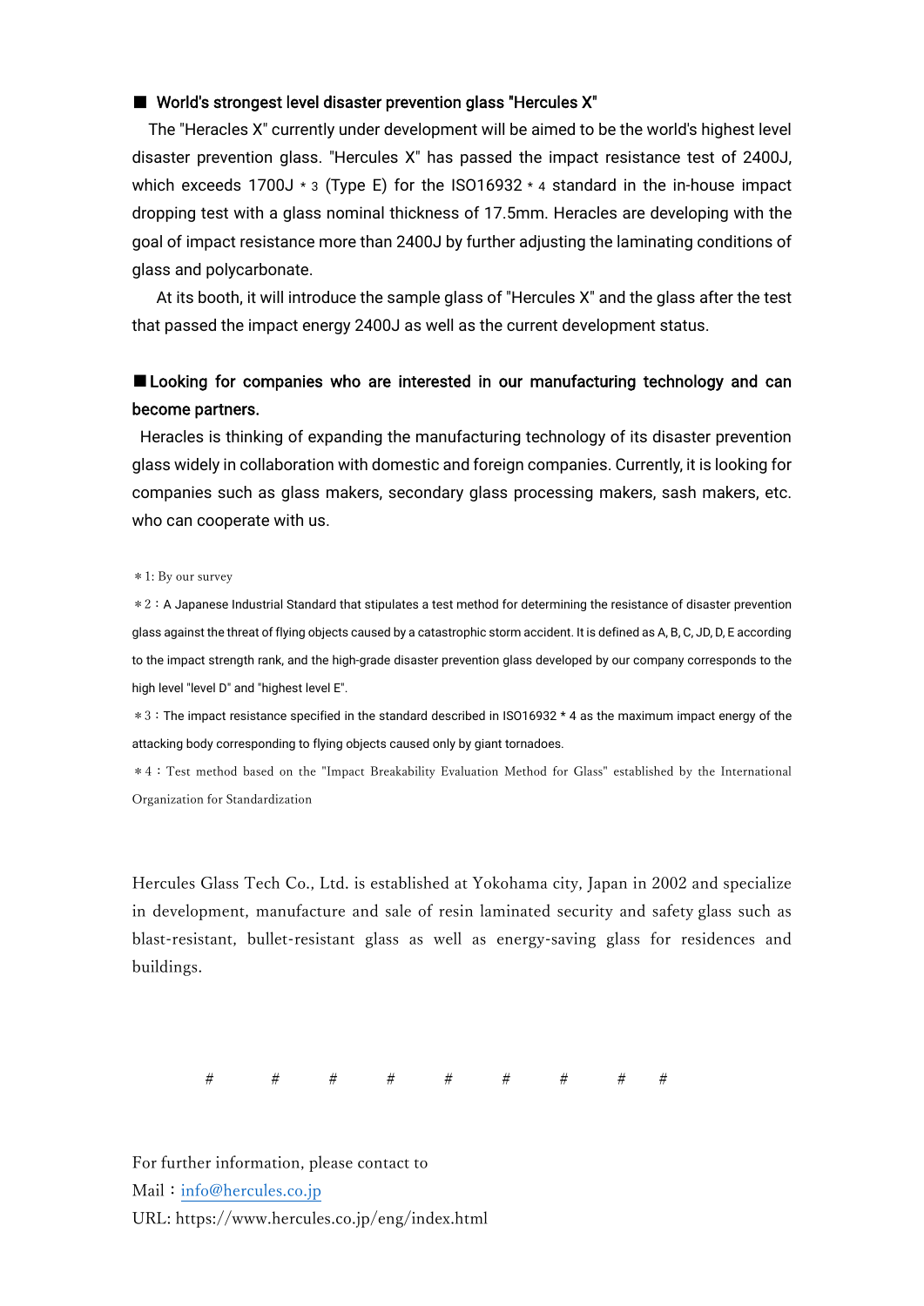## ■ World's strongest level disaster prevention glass "Hercules X"

The "Heracles X" currently under development will be aimed to be the world's highest level disaster prevention glass. "Hercules X" has passed the impact resistance test of 2400J, which exceeds 1700J ＊3 (Type E) for the ISO16932 ＊4 standard in the in-house impact dropping test with a glass nominal thickness of 17.5mm. Heracles are developing with the goal of impact resistance more than 2400J by further adjusting the laminating conditions of glass and polycarbonate.

At its booth, it will introduce the sample glass of "Hercules X" and the glass after the test that passed the impact energy 2400J as well as the current development status.

## ■Looking for companies who are interested in our manufacturing technology and can become partners.

Heracles is thinking of expanding the manufacturing technology of its disaster prevention glass widely in collaboration with domestic and foreign companies. Currently, it is looking for companies such as glass makers, secondary glass processing makers, sash makers, etc. who can cooperate with us.

＊1: By our survey

＊2：A Japanese Industrial Standard that stipulates a test method for determining the resistance of disaster prevention glass against the threat of flying objects caused by a catastrophic storm accident. It is defined as A, B, C, JD, D, E according to the impact strength rank, and the high-grade disaster prevention glass developed by our company corresponds to the high level "level D" and "highest level E".

＊3：The impact resistance specified in the standard described in ISO16932 * 4 as the maximum impact energy of the attacking body corresponding to flying objects caused only by giant tornadoes.

＊4：Test method based on the "Impact Breakability Evaluation Method for Glass" established by the International Organization for Standardization

Hercules Glass Tech Co., Ltd. is established at Yokohama city, Japan in 2002 and specialize in development, manufacture and sale of resin laminated security and safety glass such as blast-resistant, bullet-resistant glass as well as energy-saving glass for residences and buildings.

# # # # # # # # #

For further information, please contact to
Mail：info@hercules.co.jp
URL: https://www.hercules.co.jp/eng/index.html